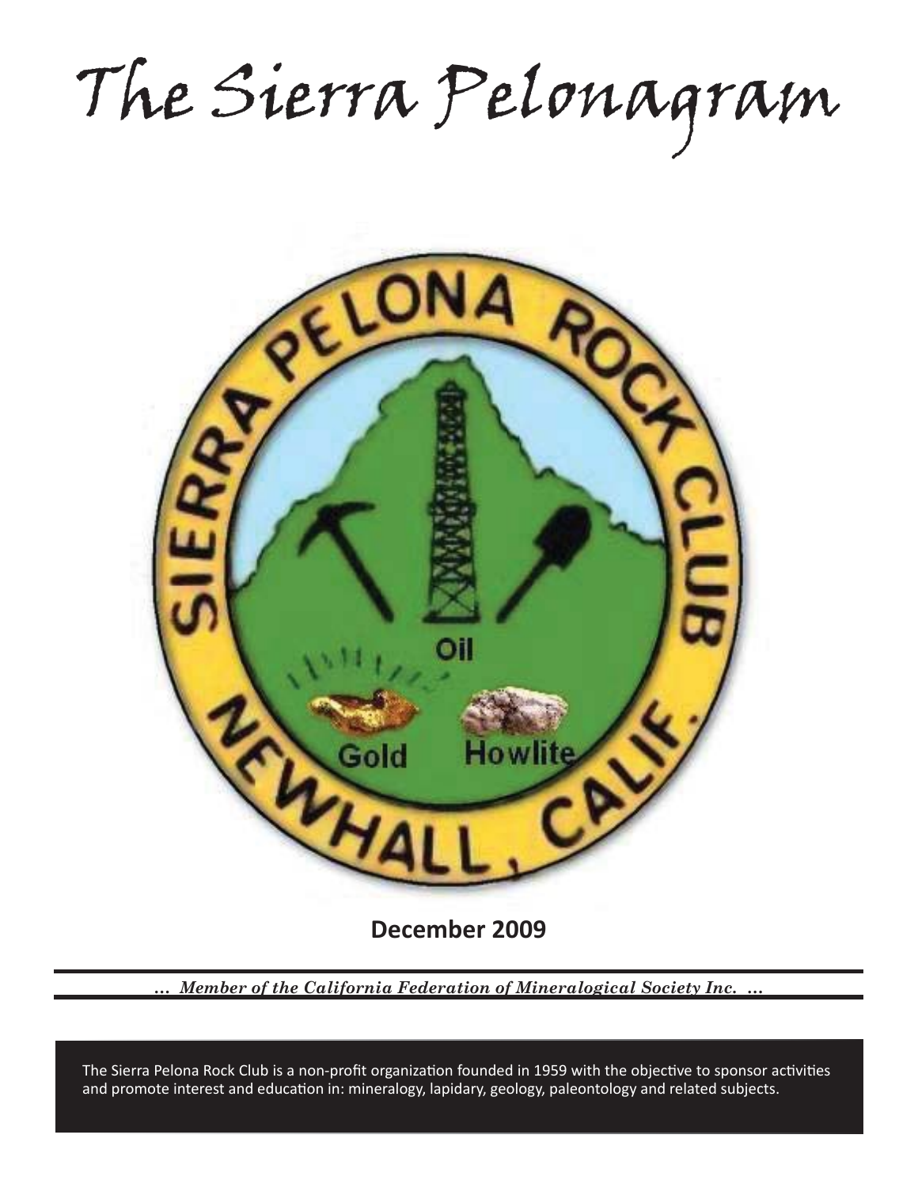# The Sierra Pelonagram

**December 2009**

*... Member of the California Federation of Mineralogical Society Inc. ...*

The Sierra Pelona Rock Club is a non-profit organization founded in 1959 with the objective to sponsor activities and promote interest and education in: mineralogy, lapidary, geology, paleontology and related subjects.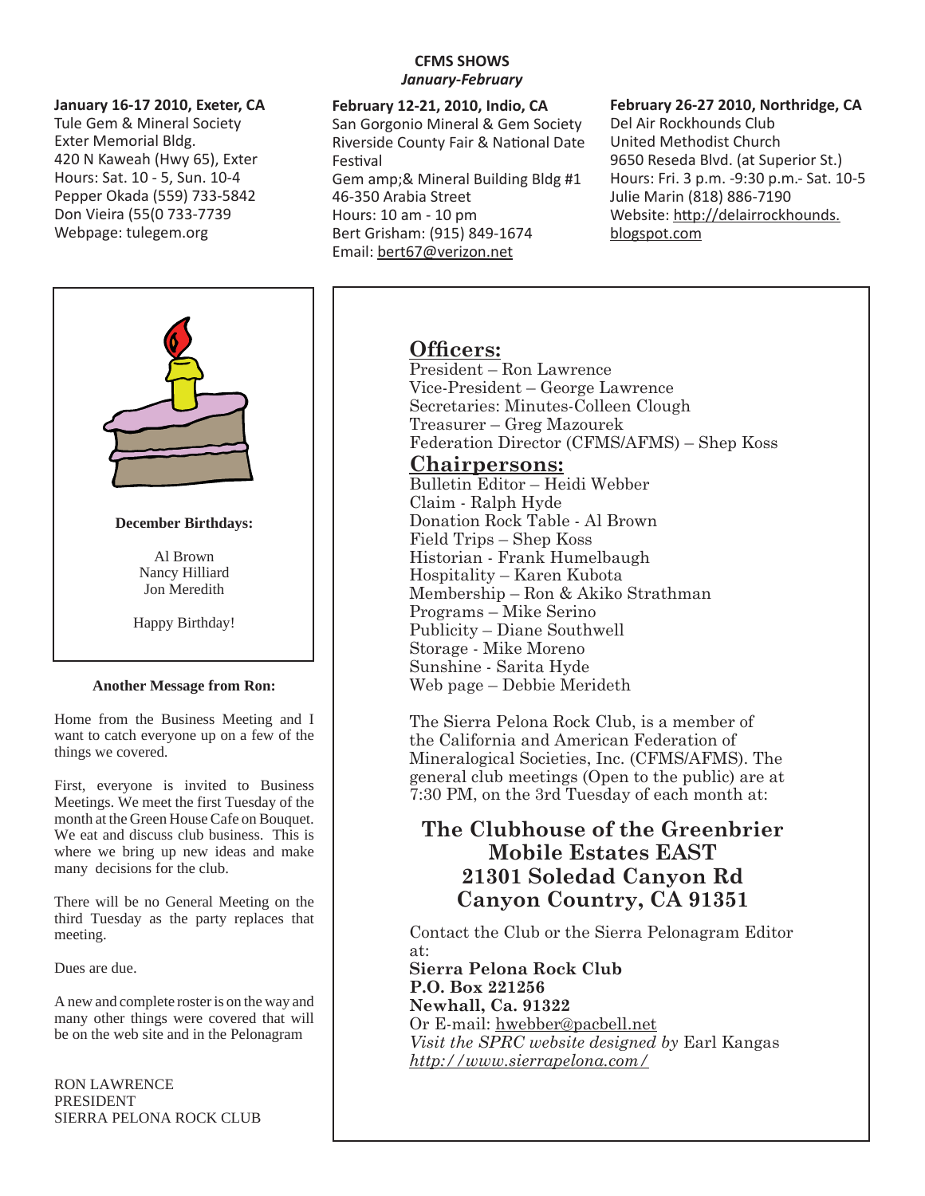## CFMS SHOWS
*January-February*

**January 16-17 2010, Exeter, CA**
Tule Gem & Mineral Society
Exter Memorial Bldg.
420 N Kaweah (Hwy 65), Exter
Hours: Sat. 10 - 5, Sun. 10-4
Pepper Okada (559) 733-5842
Don Vieira (55(0 733-7739
Webpage: tulegem.org

**February 12-21, 2010, Indio, CA**
San Gorgonio Mineral & Gem Society
Riverside County Fair & National Date Festival
Gem amp;& Mineral Building Bldg #1
46-350 Arabia Street
Hours: 10 am - 10 pm
Bert Grisham: (915) 849-1674
Email: bert67@verizon.net

**February 26-27 2010, Northridge, CA**
Del Air Rockhounds Club
United Methodist Church
9650 Reseda Blvd. (at Superior St.)
Hours: Fri. 3 p.m. -9:30 p.m.- Sat. 10-5
Julie Marin (818) 886-7190
Website: http://delairrockhounds.blogspot.com

**December Birthdays:**

Al Brown
Nancy Hilliard
Jon Meredith

Happy Birthday!

**Another Message from Ron:**

Home from the Business Meeting and I want to catch everyone up on a few of the things we covered.

First, everyone is invited to Business Meetings. We meet the first Tuesday of the month at the Green House Cafe on Bouquet. We eat and discuss club business. This is where we bring up new ideas and make many decisions for the club.

There will be no General Meeting on the third Tuesday as the party replaces that meeting.

Dues are due.

A new and complete roster is on the way and many other things were covered that will be on the web site and in the Pelonagram

RON LAWRENCE
PRESIDENT
SIERRA PELONA ROCK CLUB

## Officers:

President – Ron Lawrence
Vice-President – George Lawrence
Secretaries: Minutes-Colleen Clough
Treasurer – Greg Mazourek
Federation Director (CFMS/AFMS) – Shep Koss

## Chairpersons:

Bulletin Editor – Heidi Webber
Claim - Ralph Hyde
Donation Rock Table - Al Brown
Field Trips – Shep Koss
Historian - Frank Humelbaugh
Hospitality – Karen Kubota
Membership – Ron & Akiko Strathman
Programs – Mike Serino
Publicity – Diane Southwell
Storage - Mike Moreno
Sunshine - Sarita Hyde
Web page – Debbie Merideth

The Sierra Pelona Rock Club, is a member of the California and American Federation of Mineralogical Societies, Inc. (CFMS/AFMS). The general club meetings (Open to the public) are at 7:30 PM, on the 3rd Tuesday of each month at:

**The Clubhouse of the Greenbrier Mobile Estates EAST**
**21301 Soledad Canyon Rd**
**Canyon Country, CA 91351**

Contact the Club or the Sierra Pelonagram Editor at:
**Sierra Pelona Rock Club**
**P.O. Box 221256**
**Newhall, Ca. 91322**
Or E-mail: hwebber@pacbell.net
*Visit the SPRC website designed by* Earl Kangas
*http://www.sierrapelona.com/*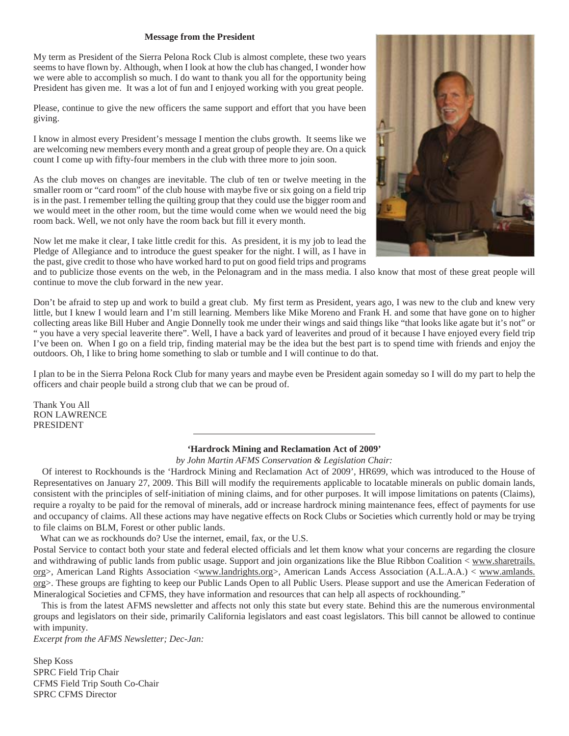**Message from the President**

My term as President of the Sierra Pelona Rock Club is almost complete, these two years seems to have flown by. Although, when I look at how the club has changed, I wonder how we were able to accomplish so much. I do want to thank you all for the opportunity being President has given me. It was a lot of fun and I enjoyed working with you great people.

Please, continue to give the new officers the same support and effort that you have been giving.

I know in almost every President's message I mention the clubs growth. It seems like we are welcoming new members every month and a great group of people they are. On a quick count I come up with fifty-four members in the club with three more to join soon.

As the club moves on changes are inevitable. The club of ten or twelve meeting in the smaller room or "card room" of the club house with maybe five or six going on a field trip is in the past. I remember telling the quilting group that they could use the bigger room and we would meet in the other room, but the time would come when we would need the big room back. Well, we not only have the room back but fill it every month.

Now let me make it clear, I take little credit for this. As president, it is my job to lead the Pledge of Allegiance and to introduce the guest speaker for the night. I will, as I have in the past, give credit to those who have worked hard to put on good field trips and programs and to publicize those events on the web, in the Pelonagram and in the mass media. I also know that most of these great people will continue to move the club forward in the new year.

Don't be afraid to step up and work to build a great club. My first term as President, years ago, I was new to the club and knew very little, but I knew I would learn and I'm still learning. Members like Mike Moreno and Frank H. and some that have gone on to higher collecting areas like Bill Huber and Angie Donnelly took me under their wings and said things like "that looks like agate but it's not" or " you have a very special leaverite there". Well, I have a back yard of leaverites and proud of it because I have enjoyed every field trip I've been on. When I go on a field trip, finding material may be the idea but the best part is to spend time with friends and enjoy the outdoors. Oh, I like to bring home something to slab or tumble and I will continue to do that.

I plan to be in the Sierra Pelona Rock Club for many years and maybe even be President again someday so I will do my part to help the officers and chair people build a strong club that we can be proud of.

Thank You All
RON LAWRENCE
PRESIDENT

---

**'Hardrock Mining and Reclamation Act of 2009'**

*by John Martin AFMS Conservation & Legislation Chair:*

Of interest to Rockhounds is the 'Hardrock Mining and Reclamation Act of 2009', HR699, which was introduced to the House of Representatives on January 27, 2009. This Bill will modify the requirements applicable to locatable minerals on public domain lands, consistent with the principles of self-initiation of mining claims, and for other purposes. It will impose limitations on patents (Claims), require a royalty to be paid for the removal of minerals, add or increase hardrock mining maintenance fees, effect of payments for use and occupancy of claims. All these actions may have negative effects on Rock Clubs or Societies which currently hold or may be trying to file claims on BLM, Forest or other public lands.

What can we as rockhounds do? Use the internet, email, fax, or the U.S. Postal Service to contact both your state and federal elected officials and let them know what your concerns are regarding the closure and withdrawing of public lands from public usage. Support and join organizations like the Blue Ribbon Coalition < www.sharetrails.org>, American Land Rights Association <www.landrights.org>, American Lands Access Association (A.L.A.A.) < www.amlands.org>. These groups are fighting to keep our Public Lands Open to all Public Users. Please support and use the American Federation of Mineralogical Societies and CFMS, they have information and resources that can help all aspects of rockhounding."

This is from the latest AFMS newsletter and affects not only this state but every state. Behind this are the numerous environmental groups and legislators on their side, primarily California legislators and east coast legislators. This bill cannot be allowed to continue with impunity.

*Excerpt from the AFMS Newsletter; Dec-Jan:*

Shep Koss
SPRC Field Trip Chair
CFMS Field Trip South Co-Chair
SPRC CFMS Director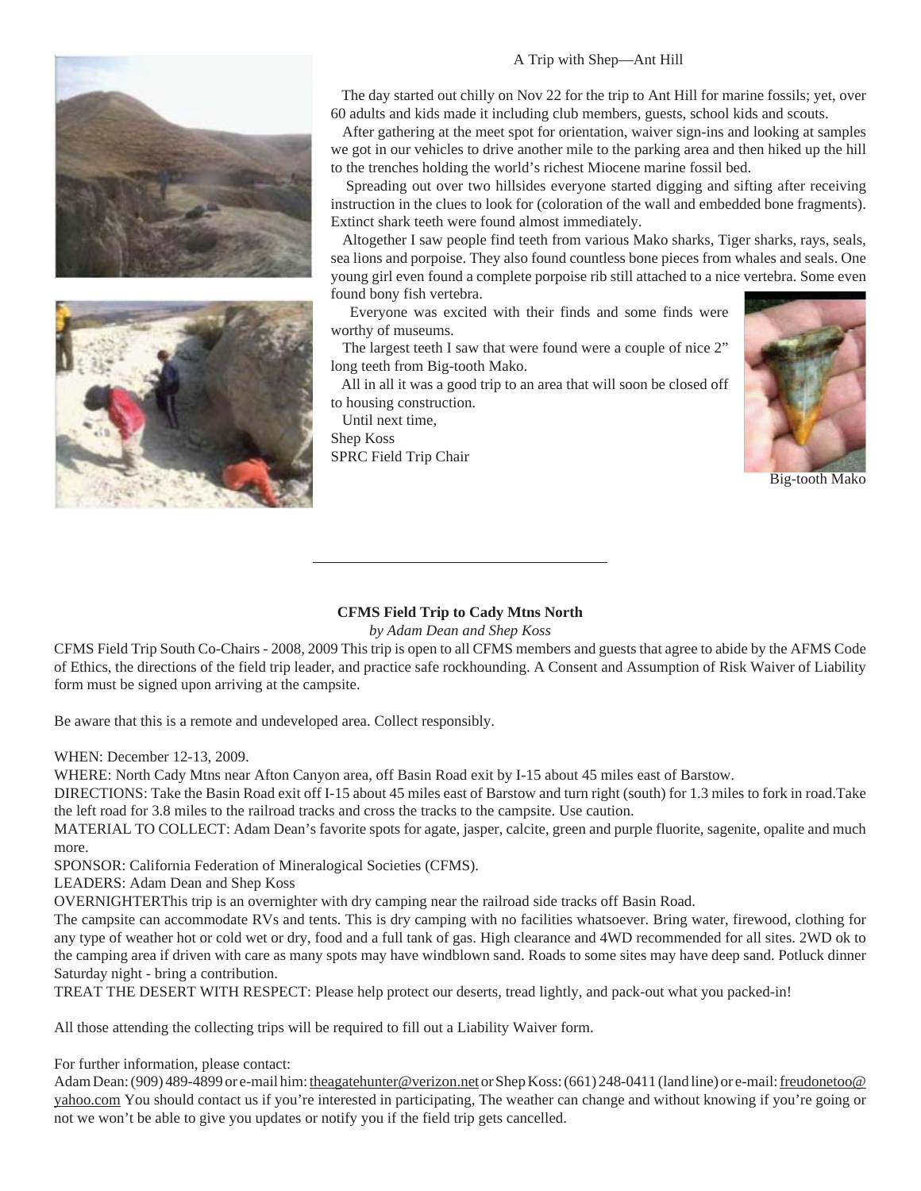## A Trip with Shep—Ant Hill

The day started out chilly on Nov 22 for the trip to Ant Hill for marine fossils; yet, over 60 adults and kids made it including club members, guests, school kids and scouts.

After gathering at the meet spot for orientation, waiver sign-ins and looking at samples we got in our vehicles to drive another mile to the parking area and then hiked up the hill to the trenches holding the world's richest Miocene marine fossil bed.

Spreading out over two hillsides everyone started digging and sifting after receiving instruction in the clues to look for (coloration of the wall and embedded bone fragments). Extinct shark teeth were found almost immediately.

Altogether I saw people find teeth from various Mako sharks, Tiger sharks, rays, seals, sea lions and porpoise. They also found countless bone pieces from whales and seals. One young girl even found a complete porpoise rib still attached to a nice vertebra. Some even found bony fish vertebra.

Everyone was excited with their finds and some finds were worthy of museums.

The largest teeth I saw that were found were a couple of nice 2" long teeth from Big-tooth Mako.

All in all it was a good trip to an area that will soon be closed off to housing construction.

Until next time,
Shep Koss
SPRC Field Trip Chair

Big-tooth Mako

---

### CFMS Field Trip to Cady Mtns North

*by Adam Dean and Shep Koss*

CFMS Field Trip South Co-Chairs - 2008, 2009 This trip is open to all CFMS members and guests that agree to abide by the AFMS Code of Ethics, the directions of the field trip leader, and practice safe rockhounding. A Consent and Assumption of Risk Waiver of Liability form must be signed upon arriving at the campsite.

Be aware that this is a remote and undeveloped area. Collect responsibly.

WHEN: December 12-13, 2009.
WHERE: North Cady Mtns near Afton Canyon area, off Basin Road exit by I-15 about 45 miles east of Barstow.
DIRECTIONS: Take the Basin Road exit off I-15 about 45 miles east of Barstow and turn right (south) for 1.3 miles to fork in road.Take the left road for 3.8 miles to the railroad tracks and cross the tracks to the campsite. Use caution.
MATERIAL TO COLLECT: Adam Dean's favorite spots for agate, jasper, calcite, green and purple fluorite, sagenite, opalite and much more.
SPONSOR: California Federation of Mineralogical Societies (CFMS).
LEADERS: Adam Dean and Shep Koss
OVERNIGHTERThis trip is an overnighter with dry camping near the railroad side tracks off Basin Road.
The campsite can accommodate RVs and tents. This is dry camping with no facilities whatsoever. Bring water, firewood, clothing for any type of weather hot or cold wet or dry, food and a full tank of gas. High clearance and 4WD recommended for all sites. 2WD ok to the camping area if driven with care as many spots may have windblown sand. Roads to some sites may have deep sand. Potluck dinner Saturday night - bring a contribution.
TREAT THE DESERT WITH RESPECT: Please help protect our deserts, tread lightly, and pack-out what you packed-in!

All those attending the collecting trips will be required to fill out a Liability Waiver form.

For further information, please contact:
Adam Dean: (909) 489-4899 or e-mail him: theagatehunter@verizon.net or Shep Koss: (661) 248-0411 (land line) or e-mail: freudonetoo@yahoo.com You should contact us if you're interested in participating, The weather can change and without knowing if you're going or not we won't be able to give you updates or notify you if the field trip gets cancelled.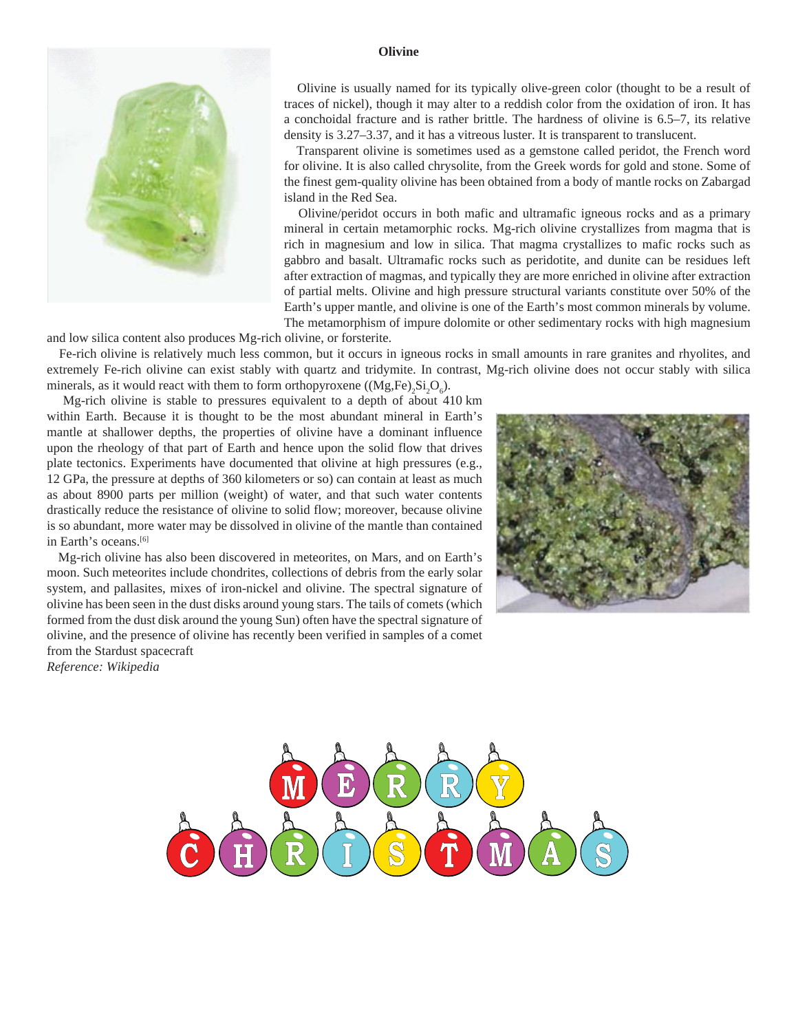# Olivine

Olivine is usually named for its typically olive-green color (thought to be a result of traces of nickel), though it may alter to a reddish color from the oxidation of iron. It has a conchoidal fracture and is rather brittle. The hardness of olivine is 6.5–7, its relative density is 3.27–3.37, and it has a vitreous luster. It is transparent to translucent.

Transparent olivine is sometimes used as a gemstone called peridot, the French word for olivine. It is also called chrysolite, from the Greek words for gold and stone. Some of the finest gem-quality olivine has been obtained from a body of mantle rocks on Zabargad island in the Red Sea.

Olivine/peridot occurs in both mafic and ultramafic igneous rocks and as a primary mineral in certain metamorphic rocks. Mg-rich olivine crystallizes from magma that is rich in magnesium and low in silica. That magma crystallizes to mafic rocks such as gabbro and basalt. Ultramafic rocks such as peridotite, and dunite can be residues left after extraction of magmas, and typically they are more enriched in olivine after extraction of partial melts. Olivine and high pressure structural variants constitute over 50% of the Earth's upper mantle, and olivine is one of the Earth's most common minerals by volume. The metamorphism of impure dolomite or other sedimentary rocks with high magnesium and low silica content also produces Mg-rich olivine, or forsterite.

Fe-rich olivine is relatively much less common, but it occurs in igneous rocks in small amounts in rare granites and rhyolites, and extremely Fe-rich olivine can exist stably with quartz and tridymite. In contrast, Mg-rich olivine does not occur stably with silica minerals, as it would react with them to form orthopyroxene ($(Mg,Fe)_2Si_2O_6$).

Mg-rich olivine is stable to pressures equivalent to a depth of about 410 km within Earth. Because it is thought to be the most abundant mineral in Earth's mantle at shallower depths, the properties of olivine have a dominant influence upon the rheology of that part of Earth and hence upon the solid flow that drives plate tectonics. Experiments have documented that olivine at high pressures (e.g., 12 GPa, the pressure at depths of 360 kilometers or so) can contain at least as much as about 8900 parts per million (weight) of water, and that such water contents drastically reduce the resistance of olivine to solid flow; moreover, because olivine is so abundant, more water may be dissolved in olivine of the mantle than contained in Earth's oceans.[6]

Mg-rich olivine has also been discovered in meteorites, on Mars, and on Earth's moon. Such meteorites include chondrites, collections of debris from the early solar system, and pallasites, mixes of iron-nickel and olivine. The spectral signature of olivine has been seen in the dust disks around young stars. The tails of comets (which formed from the dust disk around the young Sun) often have the spectral signature of olivine, and the presence of olivine has recently been verified in samples of a comet from the Stardust spacecraft

*Reference: Wikipedia*

MERRY CHRISTMAS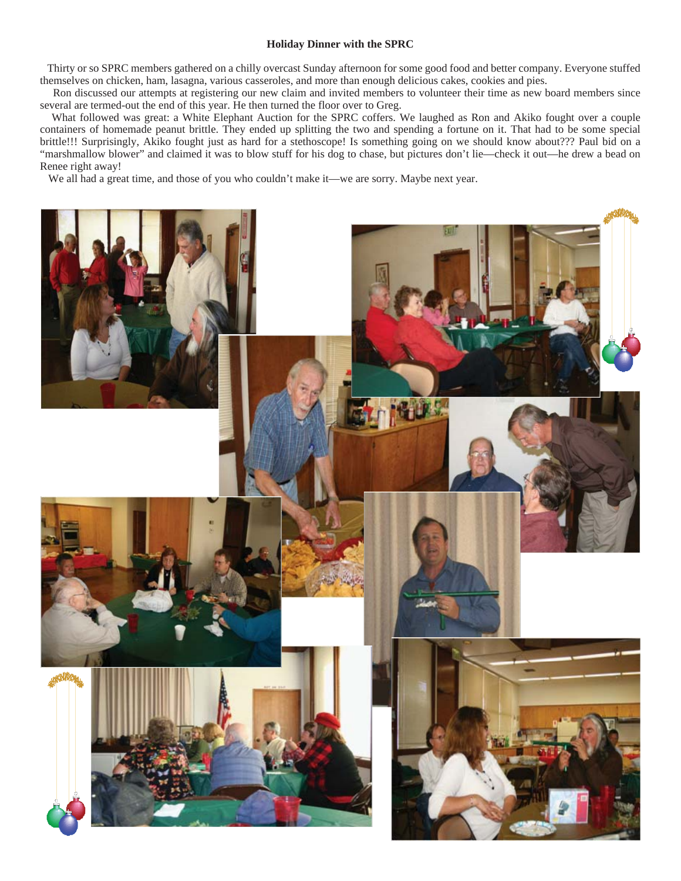**Holiday Dinner with the SPRC**

Thirty or so SPRC members gathered on a chilly overcast Sunday afternoon for some good food and better company. Everyone stuffed themselves on chicken, ham, lasagna, various casseroles, and more than enough delicious cakes, cookies and pies.

Ron discussed our attempts at registering our new claim and invited members to volunteer their time as new board members since several are termed-out the end of this year. He then turned the floor over to Greg.

What followed was great: a White Elephant Auction for the SPRC coffers. We laughed as Ron and Akiko fought over a couple containers of homemade peanut brittle. They ended up splitting the two and spending a fortune on it. That had to be some special brittle!!! Surprisingly, Akiko fought just as hard for a stethoscope! Is something going on we should know about??? Paul bid on a "marshmallow blower" and claimed it was to blow stuff for his dog to chase, but pictures don't lie—check it out—he drew a bead on Renee right away!

We all had a great time, and those of you who couldn't make it—we are sorry. Maybe next year.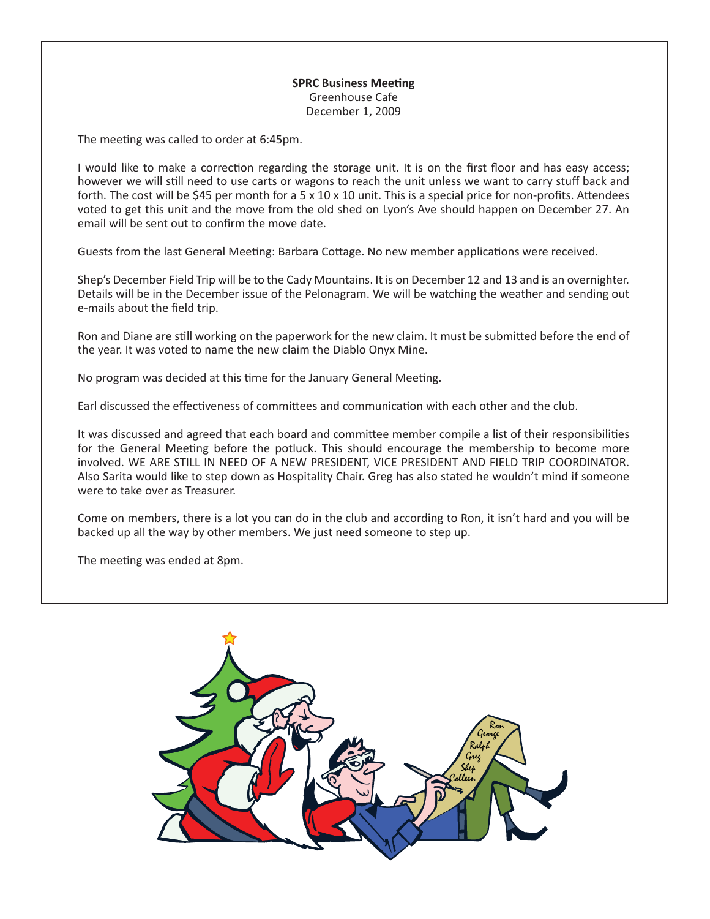**SPRC Business Meeting**
Greenhouse Cafe
December 1, 2009

The meeting was called to order at 6:45pm.

I would like to make a correction regarding the storage unit. It is on the first floor and has easy access; however we will still need to use carts or wagons to reach the unit unless we want to carry stuff back and forth. The cost will be $45 per month for a 5 x 10 x 10 unit. This is a special price for non-profits. Attendees voted to get this unit and the move from the old shed on Lyon's Ave should happen on December 27. An email will be sent out to confirm the move date.

Guests from the last General Meeting: Barbara Cottage. No new member applications were received.

Shep's December Field Trip will be to the Cady Mountains. It is on December 12 and 13 and is an overnighter. Details will be in the December issue of the Pelonagram. We will be watching the weather and sending out e-mails about the field trip.

Ron and Diane are still working on the paperwork for the new claim. It must be submitted before the end of the year. It was voted to name the new claim the Diablo Onyx Mine.

No program was decided at this time for the January General Meeting.

Earl discussed the effectiveness of committees and communication with each other and the club.

It was discussed and agreed that each board and committee member compile a list of their responsibilities for the General Meeting before the potluck. This should encourage the membership to become more involved. WE ARE STILL IN NEED OF A NEW PRESIDENT, VICE PRESIDENT AND FIELD TRIP COORDINATOR. Also Sarita would like to step down as Hospitality Chair. Greg has also stated he wouldn't mind if someone were to take over as Treasurer.

Come on members, there is a lot you can do in the club and according to Ron, it isn't hard and you will be backed up all the way by other members. We just need someone to step up.

The meeting was ended at 8pm.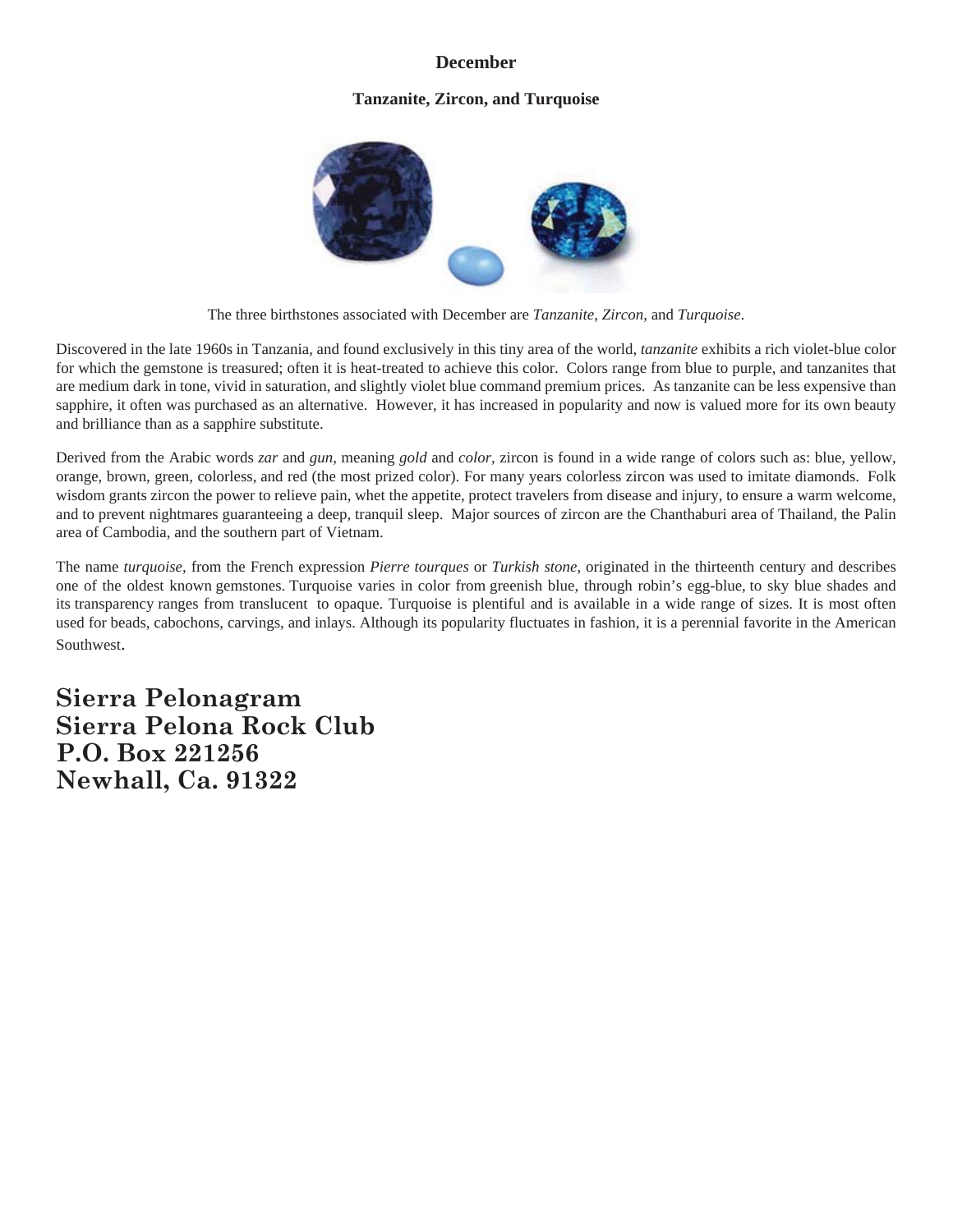## December

### Tanzanite, Zircon, and Turquoise

The three birthstones associated with December are *Tanzanite*, *Zircon,* and *Turquoise*.

Discovered in the late 1960s in Tanzania, and found exclusively in this tiny area of the world, *tanzanite* exhibits a rich violet-blue color for which the gemstone is treasured; often it is heat-treated to achieve this color. Colors range from blue to purple, and tanzanites that are medium dark in tone, vivid in saturation, and slightly violet blue command premium prices. As tanzanite can be less expensive than sapphire, it often was purchased as an alternative. However, it has increased in popularity and now is valued more for its own beauty and brilliance than as a sapphire substitute.

Derived from the Arabic words *zar* and *gun*, meaning *gold* and *color*, zircon is found in a wide range of colors such as: blue, yellow, orange, brown, green, colorless, and red (the most prized color). For many years colorless zircon was used to imitate diamonds. Folk wisdom grants zircon the power to relieve pain, whet the appetite, protect travelers from disease and injury, to ensure a warm welcome, and to prevent nightmares guaranteeing a deep, tranquil sleep. Major sources of zircon are the Chanthaburi area of Thailand, the Palin area of Cambodia, and the southern part of Vietnam.

The name *turquoise,* from the French expression *Pierre tourques* or *Turkish stone,* originated in the thirteenth century and describes one of the oldest known gemstones. Turquoise varies in color from greenish blue, through robin's egg-blue, to sky blue shades and its transparency ranges from translucent to opaque. Turquoise is plentiful and is available in a wide range of sizes. It is most often used for beads, cabochons, carvings, and inlays. Although its popularity fluctuates in fashion, it is a perennial favorite in the American Southwest.

**Sierra Pelonagram**
**Sierra Pelona Rock Club**
**P.O. Box 221256**
**Newhall, Ca. 91322**